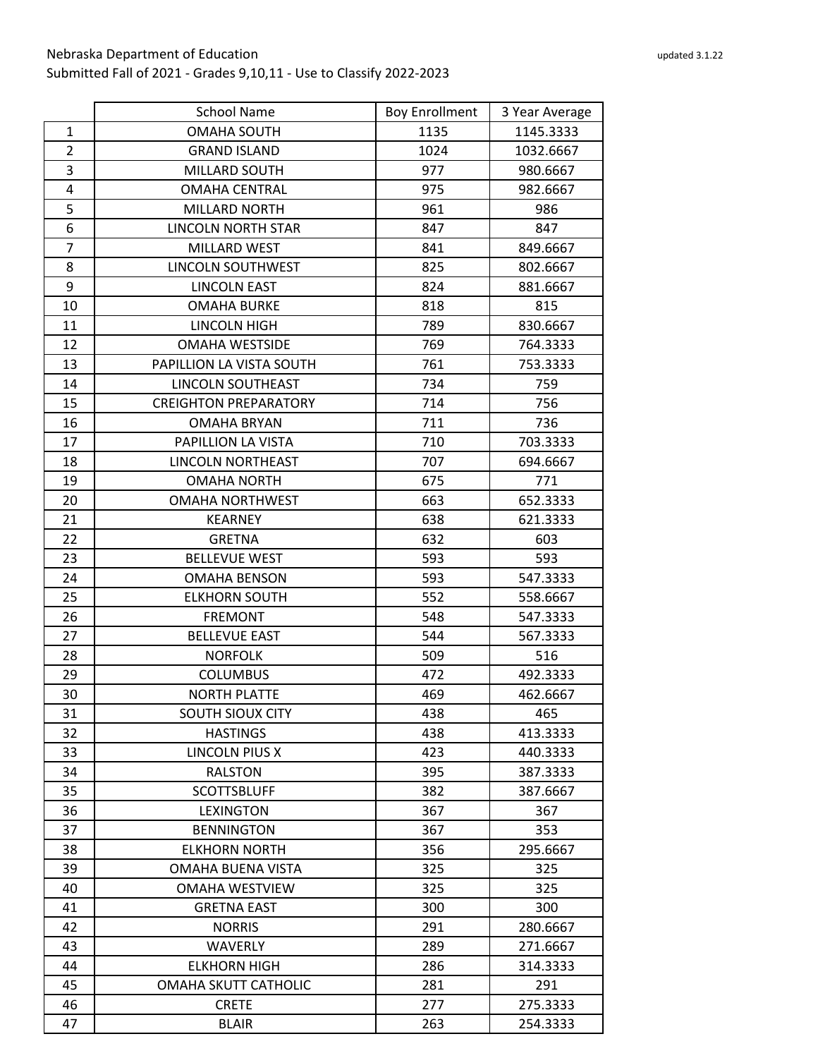Nebraska Department of Education

Submitted Fall of 2021 - Grades 9,10,11 - Use to Classify 2022-2023

updated 3.1.22

| | School Name | Boy Enrollment | 3 Year Average |
|---|---|---|---|
| 1 | OMAHA SOUTH | 1135 | 1145.3333 |
| 2 | GRAND ISLAND | 1024 | 1032.6667 |
| 3 | MILLARD SOUTH | 977 | 980.6667 |
| 4 | OMAHA CENTRAL | 975 | 982.6667 |
| 5 | MILLARD NORTH | 961 | 986 |
| 6 | LINCOLN NORTH STAR | 847 | 847 |
| 7 | MILLARD WEST | 841 | 849.6667 |
| 8 | LINCOLN SOUTHWEST | 825 | 802.6667 |
| 9 | LINCOLN EAST | 824 | 881.6667 |
| 10 | OMAHA BURKE | 818 | 815 |
| 11 | LINCOLN HIGH | 789 | 830.6667 |
| 12 | OMAHA WESTSIDE | 769 | 764.3333 |
| 13 | PAPILLION LA VISTA SOUTH | 761 | 753.3333 |
| 14 | LINCOLN SOUTHEAST | 734 | 759 |
| 15 | CREIGHTON PREPARATORY | 714 | 756 |
| 16 | OMAHA BRYAN | 711 | 736 |
| 17 | PAPILLION LA VISTA | 710 | 703.3333 |
| 18 | LINCOLN NORTHEAST | 707 | 694.6667 |
| 19 | OMAHA NORTH | 675 | 771 |
| 20 | OMAHA NORTHWEST | 663 | 652.3333 |
| 21 | KEARNEY | 638 | 621.3333 |
| 22 | GRETNA | 632 | 603 |
| 23 | BELLEVUE WEST | 593 | 593 |
| 24 | OMAHA BENSON | 593 | 547.3333 |
| 25 | ELKHORN SOUTH | 552 | 558.6667 |
| 26 | FREMONT | 548 | 547.3333 |
| 27 | BELLEVUE EAST | 544 | 567.3333 |
| 28 | NORFOLK | 509 | 516 |
| 29 | COLUMBUS | 472 | 492.3333 |
| 30 | NORTH PLATTE | 469 | 462.6667 |
| 31 | SOUTH SIOUX CITY | 438 | 465 |
| 32 | HASTINGS | 438 | 413.3333 |
| 33 | LINCOLN PIUS X | 423 | 440.3333 |
| 34 | RALSTON | 395 | 387.3333 |
| 35 | SCOTTSBLUFF | 382 | 387.6667 |
| 36 | LEXINGTON | 367 | 367 |
| 37 | BENNINGTON | 367 | 353 |
| 38 | ELKHORN NORTH | 356 | 295.6667 |
| 39 | OMAHA BUENA VISTA | 325 | 325 |
| 40 | OMAHA WESTVIEW | 325 | 325 |
| 41 | GRETNA EAST | 300 | 300 |
| 42 | NORRIS | 291 | 280.6667 |
| 43 | WAVERLY | 289 | 271.6667 |
| 44 | ELKHORN HIGH | 286 | 314.3333 |
| 45 | OMAHA SKUTT CATHOLIC | 281 | 291 |
| 46 | CRETE | 277 | 275.3333 |
| 47 | BLAIR | 263 | 254.3333 |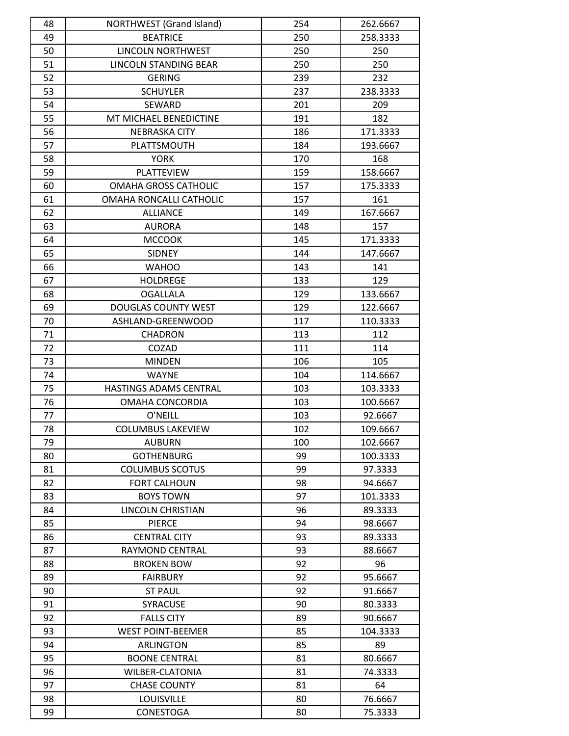| | | | |
|---|---|---|---|
| 48 | NORTHWEST (Grand Island) | 254 | 262.6667 |
| 49 | BEATRICE | 250 | 258.3333 |
| 50 | LINCOLN NORTHWEST | 250 | 250 |
| 51 | LINCOLN STANDING BEAR | 250 | 250 |
| 52 | GERING | 239 | 232 |
| 53 | SCHUYLER | 237 | 238.3333 |
| 54 | SEWARD | 201 | 209 |
| 55 | MT MICHAEL BENEDICTINE | 191 | 182 |
| 56 | NEBRASKA CITY | 186 | 171.3333 |
| 57 | PLATTSMOUTH | 184 | 193.6667 |
| 58 | YORK | 170 | 168 |
| 59 | PLATTEVIEW | 159 | 158.6667 |
| 60 | OMAHA GROSS CATHOLIC | 157 | 175.3333 |
| 61 | OMAHA RONCALLI CATHOLIC | 157 | 161 |
| 62 | ALLIANCE | 149 | 167.6667 |
| 63 | AURORA | 148 | 157 |
| 64 | MCCOOK | 145 | 171.3333 |
| 65 | SIDNEY | 144 | 147.6667 |
| 66 | WAHOO | 143 | 141 |
| 67 | HOLDREGE | 133 | 129 |
| 68 | OGALLALA | 129 | 133.6667 |
| 69 | DOUGLAS COUNTY WEST | 129 | 122.6667 |
| 70 | ASHLAND-GREENWOOD | 117 | 110.3333 |
| 71 | CHADRON | 113 | 112 |
| 72 | COZAD | 111 | 114 |
| 73 | MINDEN | 106 | 105 |
| 74 | WAYNE | 104 | 114.6667 |
| 75 | HASTINGS ADAMS CENTRAL | 103 | 103.3333 |
| 76 | OMAHA CONCORDIA | 103 | 100.6667 |
| 77 | O'NEILL | 103 | 92.6667 |
| 78 | COLUMBUS LAKEVIEW | 102 | 109.6667 |
| 79 | AUBURN | 100 | 102.6667 |
| 80 | GOTHENBURG | 99 | 100.3333 |
| 81 | COLUMBUS SCOTUS | 99 | 97.3333 |
| 82 | FORT CALHOUN | 98 | 94.6667 |
| 83 | BOYS TOWN | 97 | 101.3333 |
| 84 | LINCOLN CHRISTIAN | 96 | 89.3333 |
| 85 | PIERCE | 94 | 98.6667 |
| 86 | CENTRAL CITY | 93 | 89.3333 |
| 87 | RAYMOND CENTRAL | 93 | 88.6667 |
| 88 | BROKEN BOW | 92 | 96 |
| 89 | FAIRBURY | 92 | 95.6667 |
| 90 | ST PAUL | 92 | 91.6667 |
| 91 | SYRACUSE | 90 | 80.3333 |
| 92 | FALLS CITY | 89 | 90.6667 |
| 93 | WEST POINT-BEEMER | 85 | 104.3333 |
| 94 | ARLINGTON | 85 | 89 |
| 95 | BOONE CENTRAL | 81 | 80.6667 |
| 96 | WILBER-CLATONIA | 81 | 74.3333 |
| 97 | CHASE COUNTY | 81 | 64 |
| 98 | LOUISVILLE | 80 | 76.6667 |
| 99 | CONESTOGA | 80 | 75.3333 |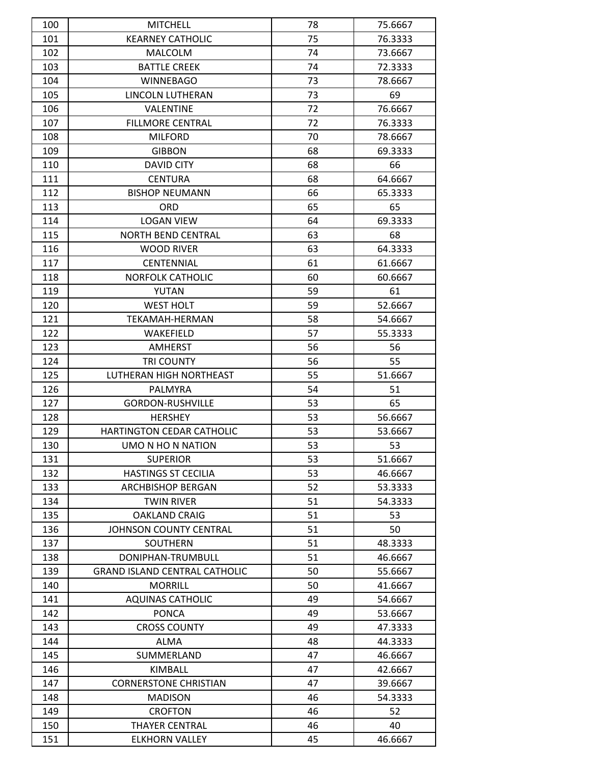| | | | |
|---|---|---|---|
| 100 | MITCHELL | 78 | 75.6667 |
| 101 | KEARNEY CATHOLIC | 75 | 76.3333 |
| 102 | MALCOLM | 74 | 73.6667 |
| 103 | BATTLE CREEK | 74 | 72.3333 |
| 104 | WINNEBAGO | 73 | 78.6667 |
| 105 | LINCOLN LUTHERAN | 73 | 69 |
| 106 | VALENTINE | 72 | 76.6667 |
| 107 | FILLMORE CENTRAL | 72 | 76.3333 |
| 108 | MILFORD | 70 | 78.6667 |
| 109 | GIBBON | 68 | 69.3333 |
| 110 | DAVID CITY | 68 | 66 |
| 111 | CENTURA | 68 | 64.6667 |
| 112 | BISHOP NEUMANN | 66 | 65.3333 |
| 113 | ORD | 65 | 65 |
| 114 | LOGAN VIEW | 64 | 69.3333 |
| 115 | NORTH BEND CENTRAL | 63 | 68 |
| 116 | WOOD RIVER | 63 | 64.3333 |
| 117 | CENTENNIAL | 61 | 61.6667 |
| 118 | NORFOLK CATHOLIC | 60 | 60.6667 |
| 119 | YUTAN | 59 | 61 |
| 120 | WEST HOLT | 59 | 52.6667 |
| 121 | TEKAMAH-HERMAN | 58 | 54.6667 |
| 122 | WAKEFIELD | 57 | 55.3333 |
| 123 | AMHERST | 56 | 56 |
| 124 | TRI COUNTY | 56 | 55 |
| 125 | LUTHERAN HIGH NORTHEAST | 55 | 51.6667 |
| 126 | PALMYRA | 54 | 51 |
| 127 | GORDON-RUSHVILLE | 53 | 65 |
| 128 | HERSHEY | 53 | 56.6667 |
| 129 | HARTINGTON CEDAR CATHOLIC | 53 | 53.6667 |
| 130 | UMO N HO N NATION | 53 | 53 |
| 131 | SUPERIOR | 53 | 51.6667 |
| 132 | HASTINGS ST CECILIA | 53 | 46.6667 |
| 133 | ARCHBISHOP BERGAN | 52 | 53.3333 |
| 134 | TWIN RIVER | 51 | 54.3333 |
| 135 | OAKLAND CRAIG | 51 | 53 |
| 136 | JOHNSON COUNTY CENTRAL | 51 | 50 |
| 137 | SOUTHERN | 51 | 48.3333 |
| 138 | DONIPHAN-TRUMBULL | 51 | 46.6667 |
| 139 | GRAND ISLAND CENTRAL CATHOLIC | 50 | 55.6667 |
| 140 | MORRILL | 50 | 41.6667 |
| 141 | AQUINAS CATHOLIC | 49 | 54.6667 |
| 142 | PONCA | 49 | 53.6667 |
| 143 | CROSS COUNTY | 49 | 47.3333 |
| 144 | ALMA | 48 | 44.3333 |
| 145 | SUMMERLAND | 47 | 46.6667 |
| 146 | KIMBALL | 47 | 42.6667 |
| 147 | CORNERSTONE CHRISTIAN | 47 | 39.6667 |
| 148 | MADISON | 46 | 54.3333 |
| 149 | CROFTON | 46 | 52 |
| 150 | THAYER CENTRAL | 46 | 40 |
| 151 | ELKHORN VALLEY | 45 | 46.6667 |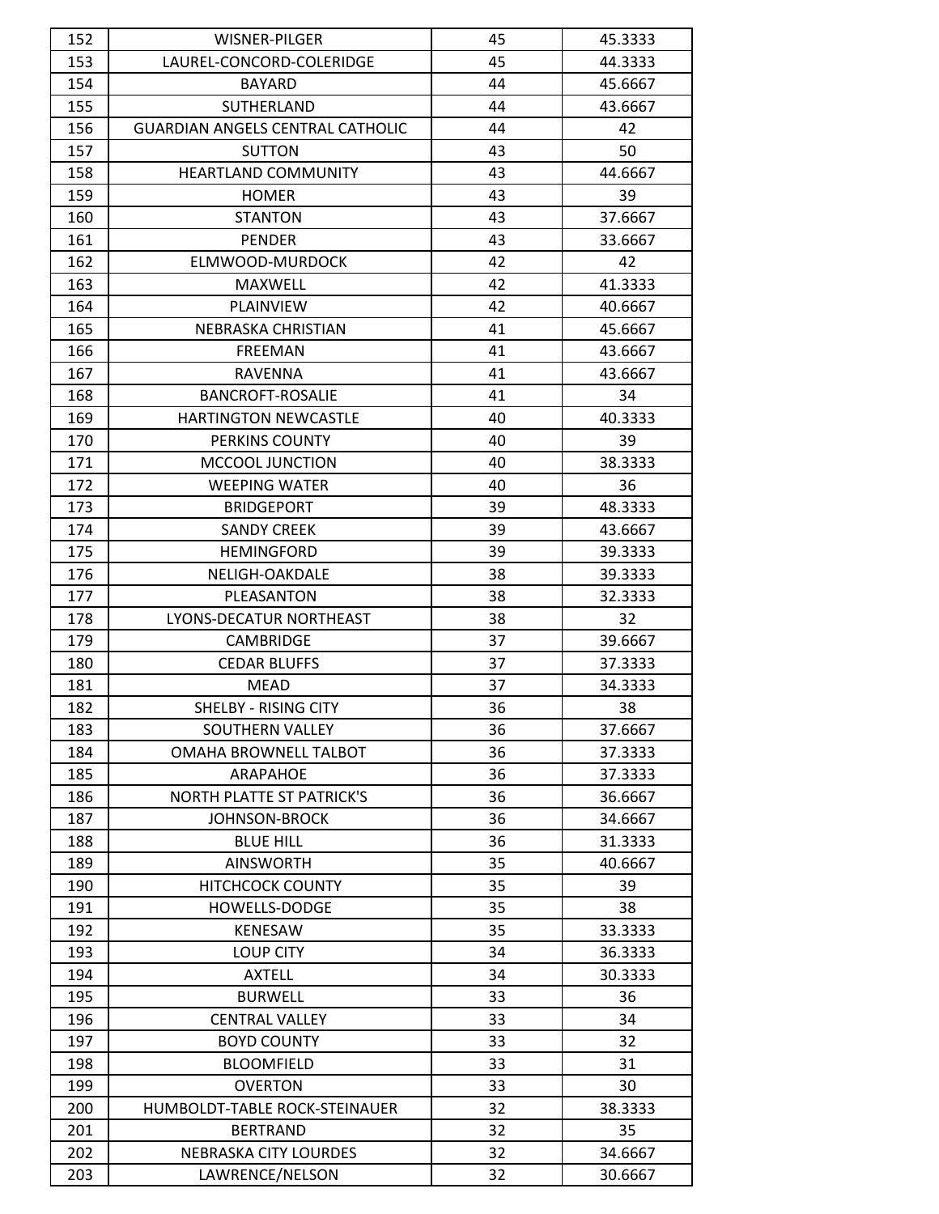| | | | |
|---|---|---|---|
| 152 | WISNER-PILGER | 45 | 45.3333 |
| 153 | LAUREL-CONCORD-COLERIDGE | 45 | 44.3333 |
| 154 | BAYARD | 44 | 45.6667 |
| 155 | SUTHERLAND | 44 | 43.6667 |
| 156 | GUARDIAN ANGELS CENTRAL CATHOLIC | 44 | 42 |
| 157 | SUTTON | 43 | 50 |
| 158 | HEARTLAND COMMUNITY | 43 | 44.6667 |
| 159 | HOMER | 43 | 39 |
| 160 | STANTON | 43 | 37.6667 |
| 161 | PENDER | 43 | 33.6667 |
| 162 | ELMWOOD-MURDOCK | 42 | 42 |
| 163 | MAXWELL | 42 | 41.3333 |
| 164 | PLAINVIEW | 42 | 40.6667 |
| 165 | NEBRASKA CHRISTIAN | 41 | 45.6667 |
| 166 | FREEMAN | 41 | 43.6667 |
| 167 | RAVENNA | 41 | 43.6667 |
| 168 | BANCROFT-ROSALIE | 41 | 34 |
| 169 | HARTINGTON NEWCASTLE | 40 | 40.3333 |
| 170 | PERKINS COUNTY | 40 | 39 |
| 171 | MCCOOL JUNCTION | 40 | 38.3333 |
| 172 | WEEPING WATER | 40 | 36 |
| 173 | BRIDGEPORT | 39 | 48.3333 |
| 174 | SANDY CREEK | 39 | 43.6667 |
| 175 | HEMINGFORD | 39 | 39.3333 |
| 176 | NELIGH-OAKDALE | 38 | 39.3333 |
| 177 | PLEASANTON | 38 | 32.3333 |
| 178 | LYONS-DECATUR NORTHEAST | 38 | 32 |
| 179 | CAMBRIDGE | 37 | 39.6667 |
| 180 | CEDAR BLUFFS | 37 | 37.3333 |
| 181 | MEAD | 37 | 34.3333 |
| 182 | SHELBY - RISING CITY | 36 | 38 |
| 183 | SOUTHERN VALLEY | 36 | 37.6667 |
| 184 | OMAHA BROWNELL TALBOT | 36 | 37.3333 |
| 185 | ARAPAHOE | 36 | 37.3333 |
| 186 | NORTH PLATTE ST PATRICK'S | 36 | 36.6667 |
| 187 | JOHNSON-BROCK | 36 | 34.6667 |
| 188 | BLUE HILL | 36 | 31.3333 |
| 189 | AINSWORTH | 35 | 40.6667 |
| 190 | HITCHCOCK COUNTY | 35 | 39 |
| 191 | HOWELLS-DODGE | 35 | 38 |
| 192 | KENESAW | 35 | 33.3333 |
| 193 | LOUP CITY | 34 | 36.3333 |
| 194 | AXTELL | 34 | 30.3333 |
| 195 | BURWELL | 33 | 36 |
| 196 | CENTRAL VALLEY | 33 | 34 |
| 197 | BOYD COUNTY | 33 | 32 |
| 198 | BLOOMFIELD | 33 | 31 |
| 199 | OVERTON | 33 | 30 |
| 200 | HUMBOLDT-TABLE ROCK-STEINAUER | 32 | 38.3333 |
| 201 | BERTRAND | 32 | 35 |
| 202 | NEBRASKA CITY LOURDES | 32 | 34.6667 |
| 203 | LAWRENCE/NELSON | 32 | 30.6667 |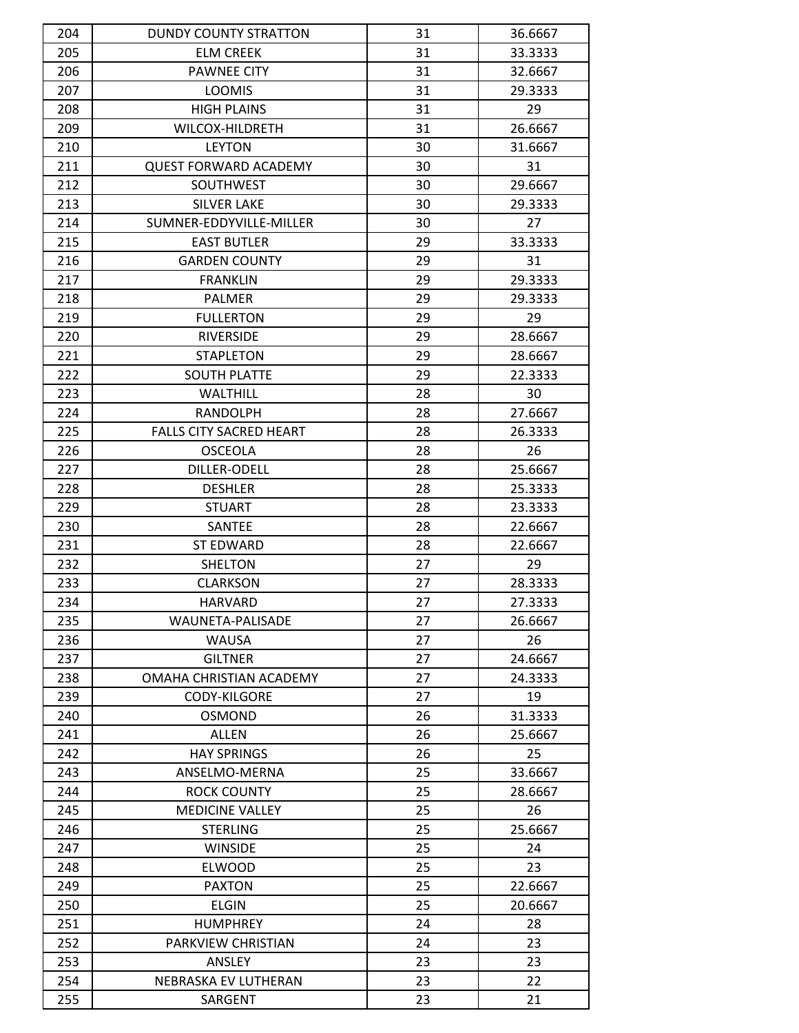| | | | |
|---|---|---|---|
| 204 | DUNDY COUNTY STRATTON | 31 | 36.6667 |
| 205 | ELM CREEK | 31 | 33.3333 |
| 206 | PAWNEE CITY | 31 | 32.6667 |
| 207 | LOOMIS | 31 | 29.3333 |
| 208 | HIGH PLAINS | 31 | 29 |
| 209 | WILCOX-HILDRETH | 31 | 26.6667 |
| 210 | LEYTON | 30 | 31.6667 |
| 211 | QUEST FORWARD ACADEMY | 30 | 31 |
| 212 | SOUTHWEST | 30 | 29.6667 |
| 213 | SILVER LAKE | 30 | 29.3333 |
| 214 | SUMNER-EDDYVILLE-MILLER | 30 | 27 |
| 215 | EAST BUTLER | 29 | 33.3333 |
| 216 | GARDEN COUNTY | 29 | 31 |
| 217 | FRANKLIN | 29 | 29.3333 |
| 218 | PALMER | 29 | 29.3333 |
| 219 | FULLERTON | 29 | 29 |
| 220 | RIVERSIDE | 29 | 28.6667 |
| 221 | STAPLETON | 29 | 28.6667 |
| 222 | SOUTH PLATTE | 29 | 22.3333 |
| 223 | WALTHILL | 28 | 30 |
| 224 | RANDOLPH | 28 | 27.6667 |
| 225 | FALLS CITY SACRED HEART | 28 | 26.3333 |
| 226 | OSCEOLA | 28 | 26 |
| 227 | DILLER-ODELL | 28 | 25.6667 |
| 228 | DESHLER | 28 | 25.3333 |
| 229 | STUART | 28 | 23.3333 |
| 230 | SANTEE | 28 | 22.6667 |
| 231 | ST EDWARD | 28 | 22.6667 |
| 232 | SHELTON | 27 | 29 |
| 233 | CLARKSON | 27 | 28.3333 |
| 234 | HARVARD | 27 | 27.3333 |
| 235 | WAUNETA-PALISADE | 27 | 26.6667 |
| 236 | WAUSA | 27 | 26 |
| 237 | GILTNER | 27 | 24.6667 |
| 238 | OMAHA CHRISTIAN ACADEMY | 27 | 24.3333 |
| 239 | CODY-KILGORE | 27 | 19 |
| 240 | OSMOND | 26 | 31.3333 |
| 241 | ALLEN | 26 | 25.6667 |
| 242 | HAY SPRINGS | 26 | 25 |
| 243 | ANSELMO-MERNA | 25 | 33.6667 |
| 244 | ROCK COUNTY | 25 | 28.6667 |
| 245 | MEDICINE VALLEY | 25 | 26 |
| 246 | STERLING | 25 | 25.6667 |
| 247 | WINSIDE | 25 | 24 |
| 248 | ELWOOD | 25 | 23 |
| 249 | PAXTON | 25 | 22.6667 |
| 250 | ELGIN | 25 | 20.6667 |
| 251 | HUMPHREY | 24 | 28 |
| 252 | PARKVIEW CHRISTIAN | 24 | 23 |
| 253 | ANSLEY | 23 | 23 |
| 254 | NEBRASKA EV LUTHERAN | 23 | 22 |
| 255 | SARGENT | 23 | 21 |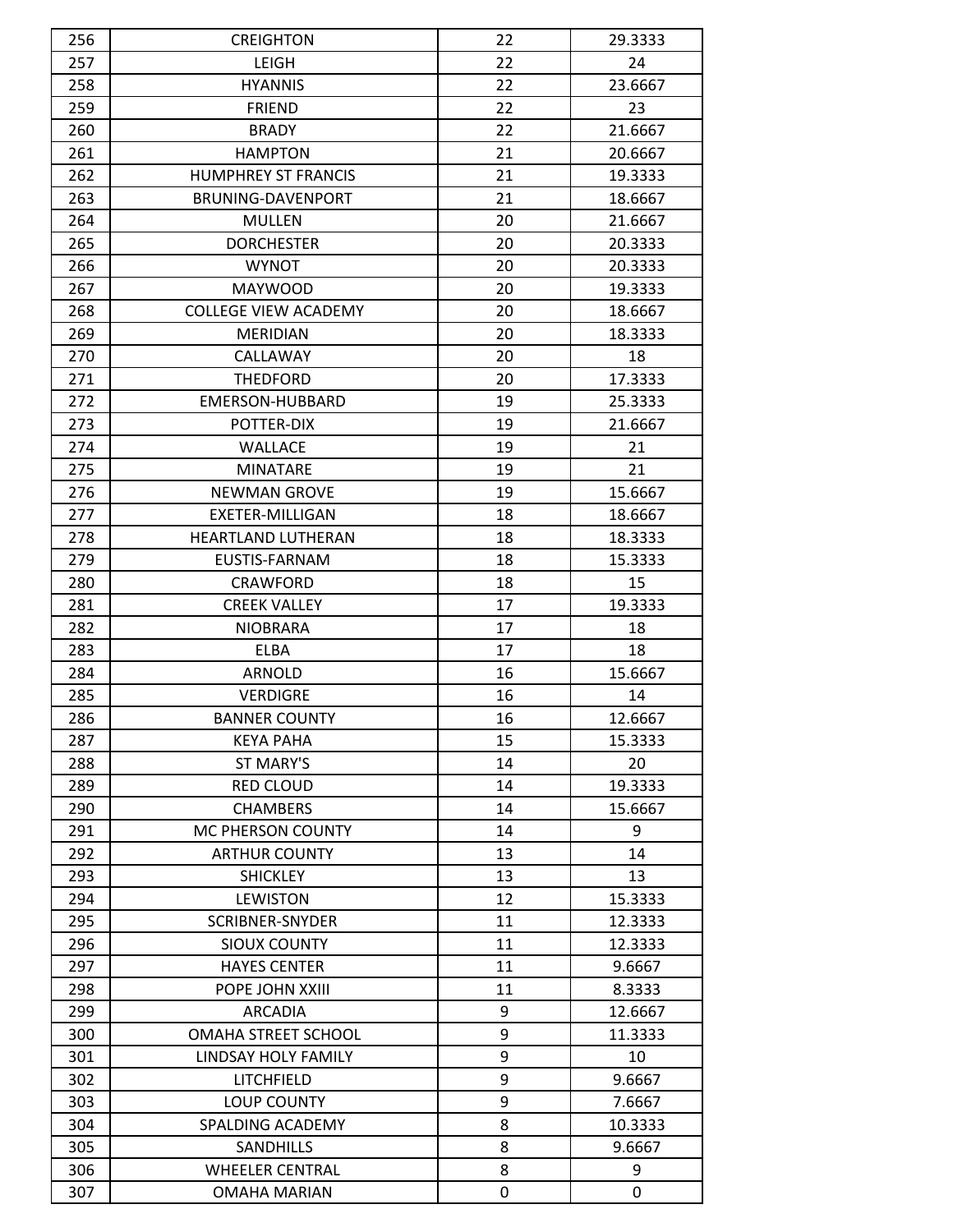| | | | |
|---|---|---|---|
| 256 | CREIGHTON | 22 | 29.3333 |
| 257 | LEIGH | 22 | 24 |
| 258 | HYANNIS | 22 | 23.6667 |
| 259 | FRIEND | 22 | 23 |
| 260 | BRADY | 22 | 21.6667 |
| 261 | HAMPTON | 21 | 20.6667 |
| 262 | HUMPHREY ST FRANCIS | 21 | 19.3333 |
| 263 | BRUNING-DAVENPORT | 21 | 18.6667 |
| 264 | MULLEN | 20 | 21.6667 |
| 265 | DORCHESTER | 20 | 20.3333 |
| 266 | WYNOT | 20 | 20.3333 |
| 267 | MAYWOOD | 20 | 19.3333 |
| 268 | COLLEGE VIEW ACADEMY | 20 | 18.6667 |
| 269 | MERIDIAN | 20 | 18.3333 |
| 270 | CALLAWAY | 20 | 18 |
| 271 | THEDFORD | 20 | 17.3333 |
| 272 | EMERSON-HUBBARD | 19 | 25.3333 |
| 273 | POTTER-DIX | 19 | 21.6667 |
| 274 | WALLACE | 19 | 21 |
| 275 | MINATARE | 19 | 21 |
| 276 | NEWMAN GROVE | 19 | 15.6667 |
| 277 | EXETER-MILLIGAN | 18 | 18.6667 |
| 278 | HEARTLAND LUTHERAN | 18 | 18.3333 |
| 279 | EUSTIS-FARNAM | 18 | 15.3333 |
| 280 | CRAWFORD | 18 | 15 |
| 281 | CREEK VALLEY | 17 | 19.3333 |
| 282 | NIOBRARA | 17 | 18 |
| 283 | ELBA | 17 | 18 |
| 284 | ARNOLD | 16 | 15.6667 |
| 285 | VERDIGRE | 16 | 14 |
| 286 | BANNER COUNTY | 16 | 12.6667 |
| 287 | KEYA PAHA | 15 | 15.3333 |
| 288 | ST MARY'S | 14 | 20 |
| 289 | RED CLOUD | 14 | 19.3333 |
| 290 | CHAMBERS | 14 | 15.6667 |
| 291 | MC PHERSON COUNTY | 14 | 9 |
| 292 | ARTHUR COUNTY | 13 | 14 |
| 293 | SHICKLEY | 13 | 13 |
| 294 | LEWISTON | 12 | 15.3333 |
| 295 | SCRIBNER-SNYDER | 11 | 12.3333 |
| 296 | SIOUX COUNTY | 11 | 12.3333 |
| 297 | HAYES CENTER | 11 | 9.6667 |
| 298 | POPE JOHN XXIII | 11 | 8.3333 |
| 299 | ARCADIA | 9 | 12.6667 |
| 300 | OMAHA STREET SCHOOL | 9 | 11.3333 |
| 301 | LINDSAY HOLY FAMILY | 9 | 10 |
| 302 | LITCHFIELD | 9 | 9.6667 |
| 303 | LOUP COUNTY | 9 | 7.6667 |
| 304 | SPALDING ACADEMY | 8 | 10.3333 |
| 305 | SANDHILLS | 8 | 9.6667 |
| 306 | WHEELER CENTRAL | 8 | 9 |
| 307 | OMAHA MARIAN | 0 | 0 |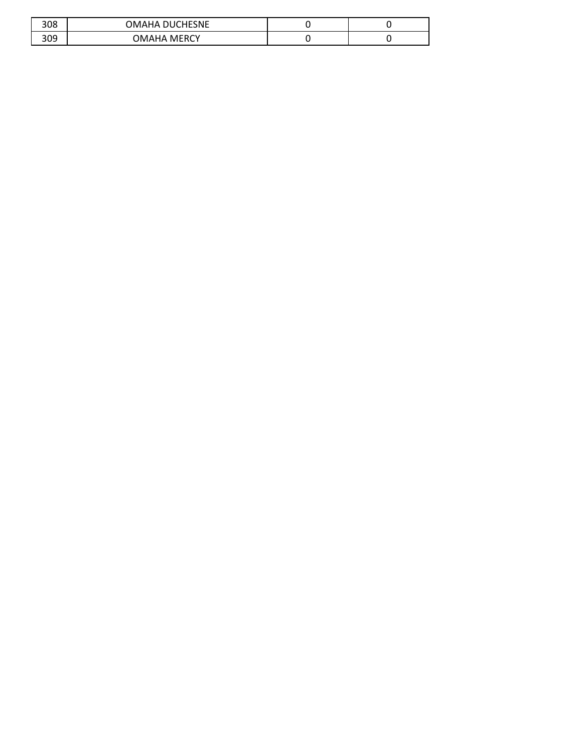| | | | |
|---|---|---|---|
| 308 | OMAHA DUCHESNE | 0 | 0 |
| 309 | OMAHA MERCY | 0 | 0 |